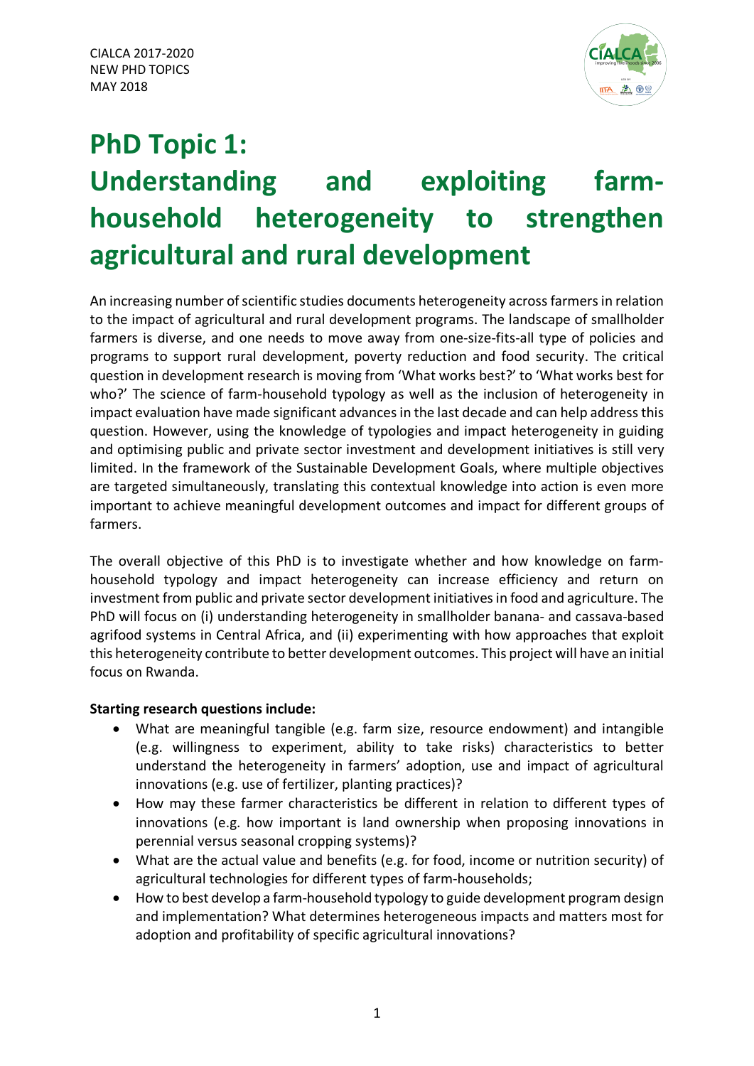CIALCA 2017-2020
NEW PHD TOPICS
MAY 2018

# PhD Topic 1: Understanding and exploiting farm-household heterogeneity to strengthen agricultural and rural development

An increasing number of scientific studies documents heterogeneity across farmers in relation to the impact of agricultural and rural development programs. The landscape of smallholder farmers is diverse, and one needs to move away from one-size-fits-all type of policies and programs to support rural development, poverty reduction and food security. The critical question in development research is moving from 'What works best?' to 'What works best for who?' The science of farm-household typology as well as the inclusion of heterogeneity in impact evaluation have made significant advances in the last decade and can help address this question. However, using the knowledge of typologies and impact heterogeneity in guiding and optimising public and private sector investment and development initiatives is still very limited. In the framework of the Sustainable Development Goals, where multiple objectives are targeted simultaneously, translating this contextual knowledge into action is even more important to achieve meaningful development outcomes and impact for different groups of farmers.

The overall objective of this PhD is to investigate whether and how knowledge on farm-household typology and impact heterogeneity can increase efficiency and return on investment from public and private sector development initiatives in food and agriculture. The PhD will focus on (i) understanding heterogeneity in smallholder banana- and cassava-based agrifood systems in Central Africa, and (ii) experimenting with how approaches that exploit this heterogeneity contribute to better development outcomes. This project will have an initial focus on Rwanda.

**Starting research questions include:**

- What are meaningful tangible (e.g. farm size, resource endowment) and intangible (e.g. willingness to experiment, ability to take risks) characteristics to better understand the heterogeneity in farmers' adoption, use and impact of agricultural innovations (e.g. use of fertilizer, planting practices)?
- How may these farmer characteristics be different in relation to different types of innovations (e.g. how important is land ownership when proposing innovations in perennial versus seasonal cropping systems)?
- What are the actual value and benefits (e.g. for food, income or nutrition security) of agricultural technologies for different types of farm-households;
- How to best develop a farm-household typology to guide development program design and implementation? What determines heterogeneous impacts and matters most for adoption and profitability of specific agricultural innovations?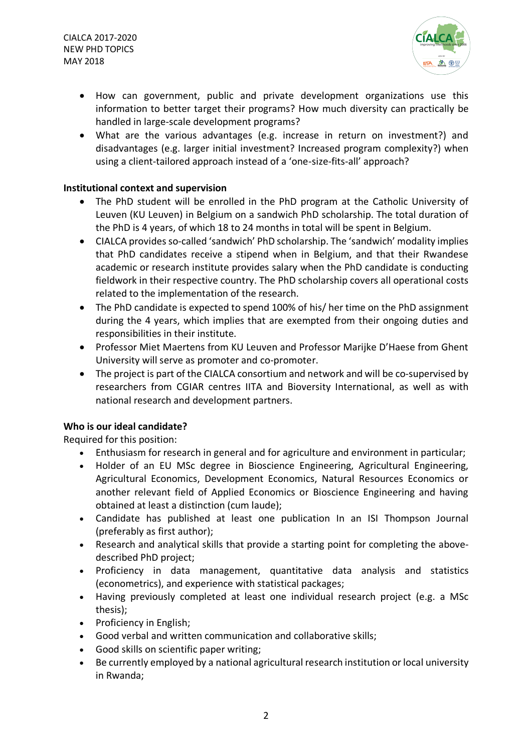- How can government, public and private development organizations use this information to better target their programs? How much diversity can practically be handled in large-scale development programs?
- What are the various advantages (e.g. increase in return on investment?) and disadvantages (e.g. larger initial investment? Increased program complexity?) when using a client-tailored approach instead of a 'one-size-fits-all' approach?

**Institutional context and supervision**

- The PhD student will be enrolled in the PhD program at the Catholic University of Leuven (KU Leuven) in Belgium on a sandwich PhD scholarship. The total duration of the PhD is 4 years, of which 18 to 24 months in total will be spent in Belgium.
- CIALCA provides so-called 'sandwich' PhD scholarship. The 'sandwich' modality implies that PhD candidates receive a stipend when in Belgium, and that their Rwandese academic or research institute provides salary when the PhD candidate is conducting fieldwork in their respective country. The PhD scholarship covers all operational costs related to the implementation of the research.
- The PhD candidate is expected to spend 100% of his/ her time on the PhD assignment during the 4 years, which implies that are exempted from their ongoing duties and responsibilities in their institute.
- Professor Miet Maertens from KU Leuven and Professor Marijke D'Haese from Ghent University will serve as promoter and co-promoter.
- The project is part of the CIALCA consortium and network and will be co-supervised by researchers from CGIAR centres IITA and Bioversity International, as well as with national research and development partners.

**Who is our ideal candidate?**

Required for this position:

- Enthusiasm for research in general and for agriculture and environment in particular;
- Holder of an EU MSc degree in Bioscience Engineering, Agricultural Engineering, Agricultural Economics, Development Economics, Natural Resources Economics or another relevant field of Applied Economics or Bioscience Engineering and having obtained at least a distinction (cum laude);
- Candidate has published at least one publication In an ISI Thompson Journal (preferably as first author);
- Research and analytical skills that provide a starting point for completing the above-described PhD project;
- Proficiency in data management, quantitative data analysis and statistics (econometrics), and experience with statistical packages;
- Having previously completed at least one individual research project (e.g. a MSc thesis);
- Proficiency in English;
- Good verbal and written communication and collaborative skills;
- Good skills on scientific paper writing;
- Be currently employed by a national agricultural research institution or local university in Rwanda;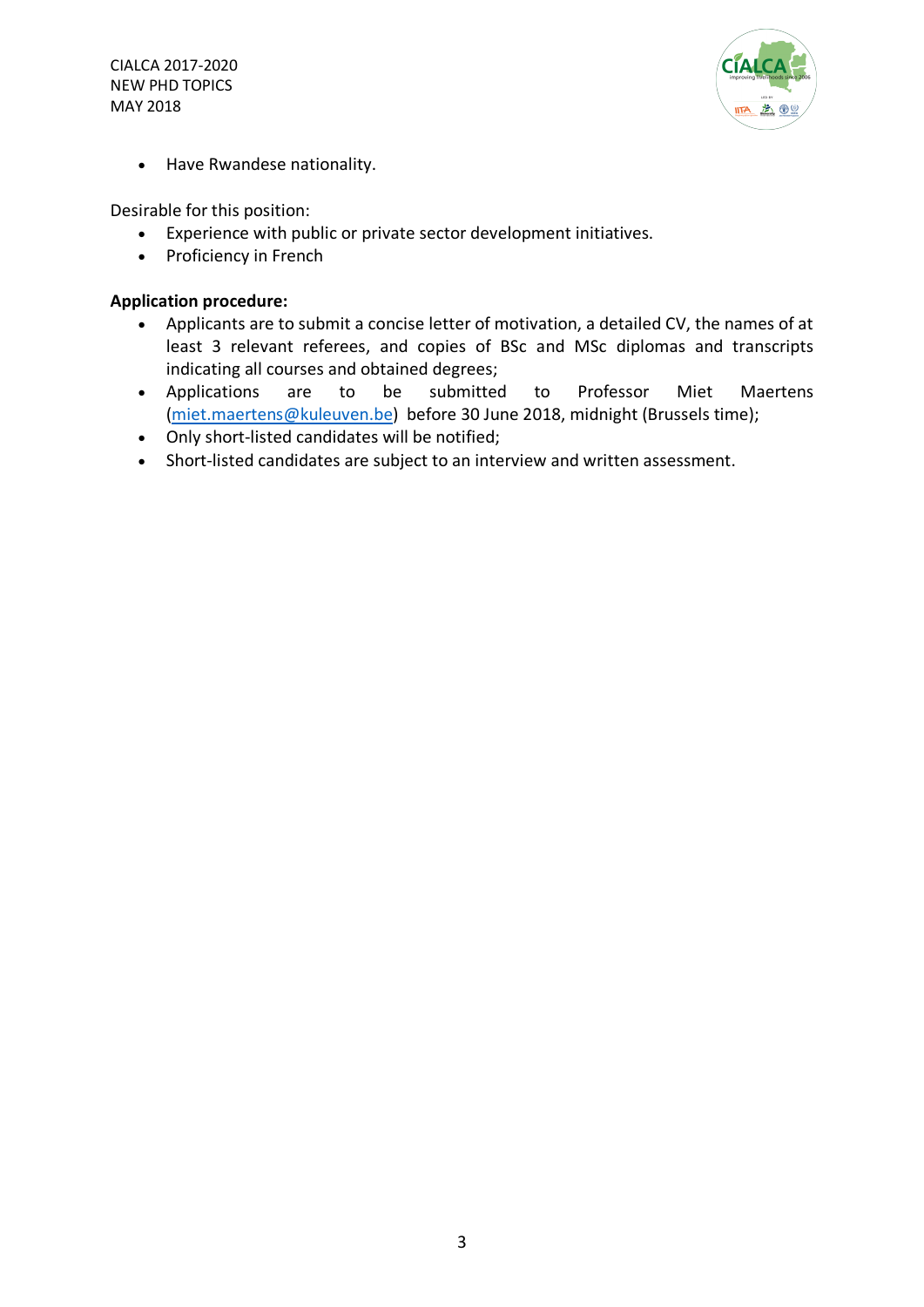- Have Rwandese nationality.

Desirable for this position:

- Experience with public or private sector development initiatives.
- Proficiency in French

**Application procedure:**

- Applicants are to submit a concise letter of motivation, a detailed CV, the names of at least 3 relevant referees, and copies of BSc and MSc diplomas and transcripts indicating all courses and obtained degrees;
- Applications are to be submitted to Professor Miet Maertens (miet.maertens@kuleuven.be) before 30 June 2018, midnight (Brussels time);
- Only short-listed candidates will be notified;
- Short-listed candidates are subject to an interview and written assessment.